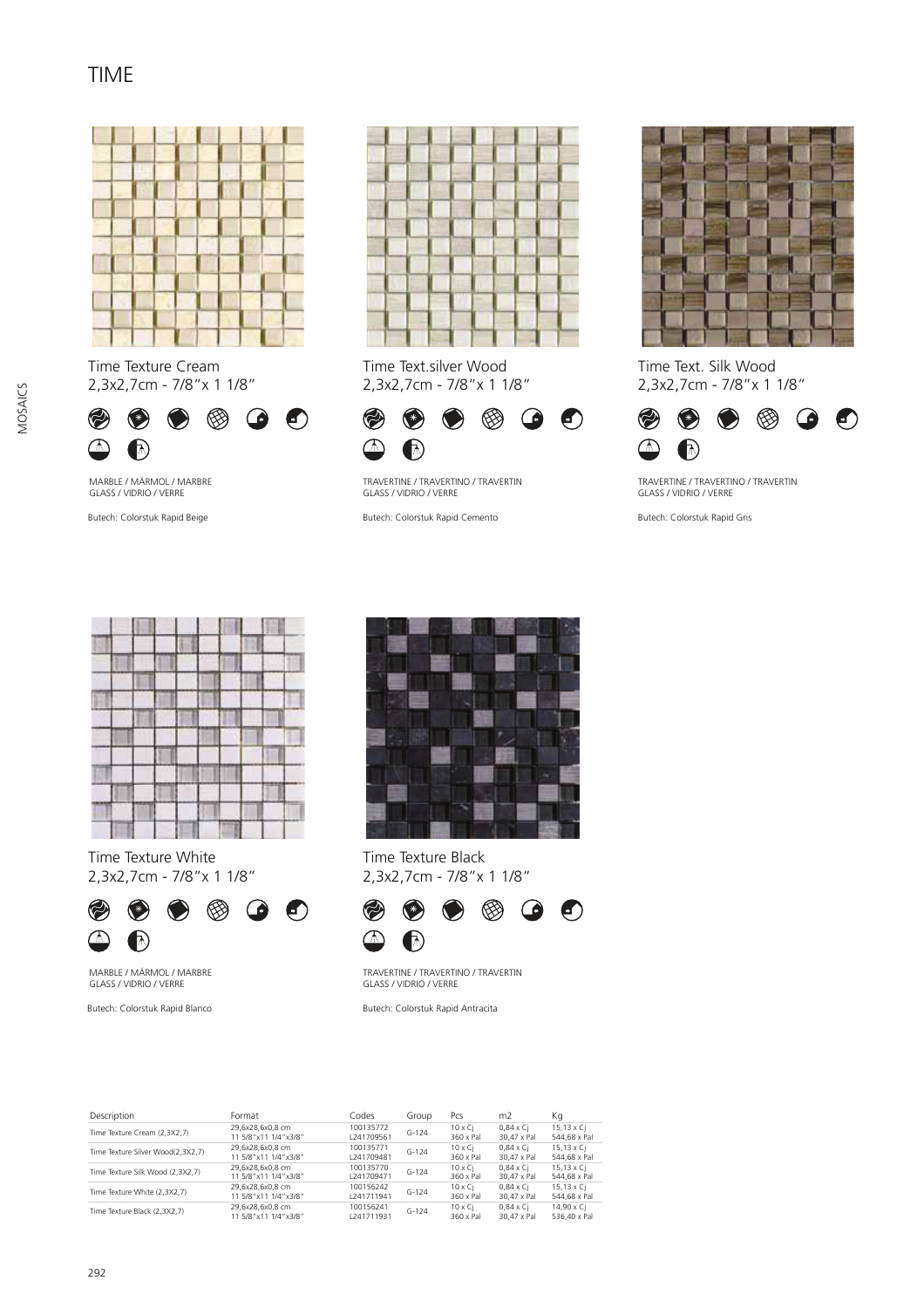# TIME

Time Texture Cream
2,3x2,7cm - 7/8"x 1 1/8"

MARBLE / MÁRMOL / MARBRE
GLASS / VIDRIO / VERRE

Butech: Colorstuk Rapid Beige

Time Text.silver Wood
2,3x2,7cm - 7/8"x 1 1/8"

TRAVERTINE / TRAVERTINO / TRAVERTIN
GLASS / VIDRIO / VERRE

Butech: Colorstuk Rapid Cemento

Time Text. Silk Wood
2,3x2,7cm - 7/8"x 1 1/8"

TRAVERTINE / TRAVERTINO / TRAVERTIN
GLASS / VIDRIO / VERRE

Butech: Colorstuk Rapid Gris

Time Texture White
2,3x2,7cm - 7/8"x 1 1/8"

MARBLE / MÁRMOL / MARBRE
GLASS / VIDRIO / VERRE

Butech: Colorstuk Rapid Blanco

Time Texture Black
2,3x2,7cm - 7/8"x 1 1/8"

TRAVERTINE / TRAVERTINO / TRAVERTIN
GLASS / VIDRIO / VERRE

Butech: Colorstuk Rapid Antracita

| Description | Format | Codes | Group | Pcs | m2 | Kg |
|---|---|---|---|---|---|---|
| Time Texture Cream (2,3X2,7) | 29,6x28,6x0,8 cm<br>11 5/8"x11 1/4"x3/8" | 100135772<br>L241709561 | G-124 | 10 x Cj<br>360 x Pal | 0,84 x Cj<br>30,47 x Pal | 15,13 x Cj<br>544,68 x Pal |
| Time Texture Silver Wood(2,3X2,7) | 29,6x28,6x0,8 cm<br>11 5/8"x11 1/4"x3/8" | 100135771<br>L241709481 | G-124 | 10 x Cj<br>360 x Pal | 0,84 x Cj<br>30,47 x Pal | 15,13 x Cj<br>544,68 x Pal |
| Time Texture Silk Wood (2,3X2,7) | 29,6x28,6x0,8 cm<br>11 5/8"x11 1/4"x3/8" | 100135770<br>L241709471 | G-124 | 10 x Cj<br>360 x Pal | 0,84 x Cj<br>30,47 x Pal | 15,13 x Cj<br>544,68 x Pal |
| Time Texture White (2,3X2,7) | 29,6x28,6x0,8 cm<br>11 5/8"x11 1/4"x3/8" | 100156242<br>L241711941 | G-124 | 10 x Cj<br>360 x Pal | 0,84 x Cj<br>30,47 x Pal | 15,13 x Cj<br>544,68 x Pal |
| Time Texture Black (2,3X2,7) | 29,6x28,6x0,8 cm<br>11 5/8"x11 1/4"x3/8" | 100156241<br>L241711931 | G-124 | 10 x Cj<br>360 x Pal | 0,84 x Cj<br>30,47 x Pal | 14,90 x Cj<br>536,40 x Pal |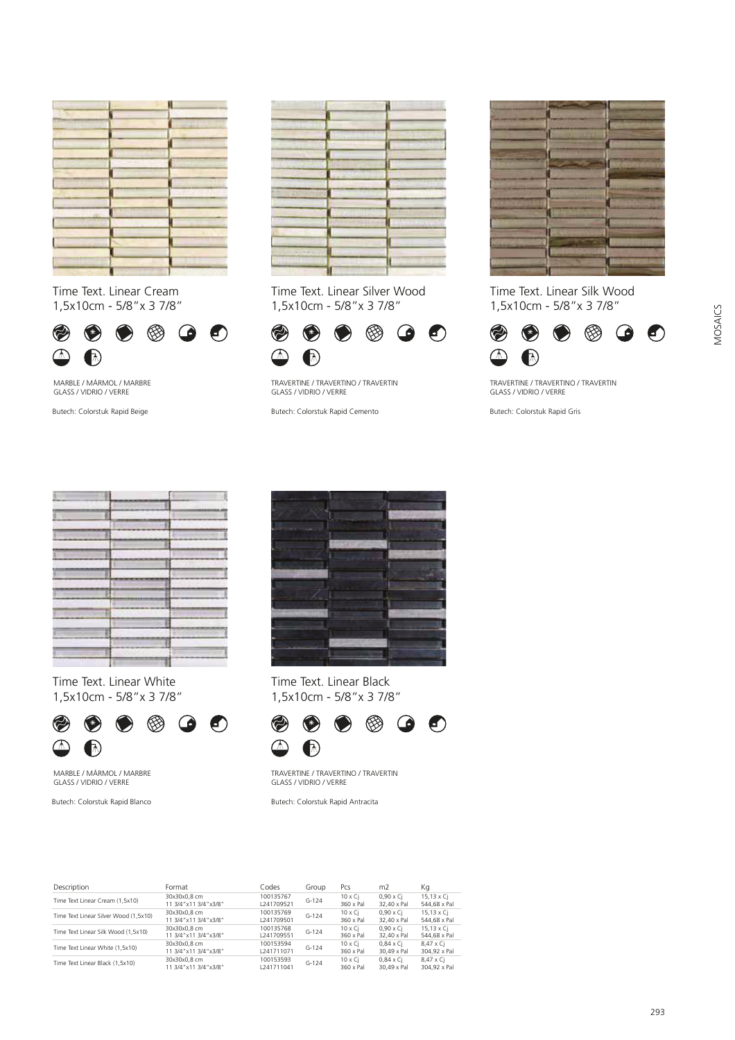Time Text. Linear Cream
1,5x10cm - 5/8"x 3 7/8"

MARBLE / MÁRMOL / MARBRE
GLASS / VIDRIO / VERRE

Butech: Colorstuk Rapid Beige

Time Text. Linear Silver Wood
1,5x10cm - 5/8"x 3 7/8"

TRAVERTINE / TRAVERTINO / TRAVERTIN
GLASS / VIDRIO / VERRE

Butech: Colorstuk Rapid Cemento

Time Text. Linear Silk Wood
1,5x10cm - 5/8"x 3 7/8"

TRAVERTINE / TRAVERTINO / TRAVERTIN
GLASS / VIDRIO / VERRE

Butech: Colorstuk Rapid Gris

MOSAICS

Time Text. Linear White
1,5x10cm - 5/8"x 3 7/8"

MARBLE / MÁRMOL / MARBRE
GLASS / VIDRIO / VERRE

Butech: Colorstuk Rapid Blanco

Time Text. Linear Black
1,5x10cm - 5/8"x 3 7/8"

TRAVERTINE / TRAVERTINO / TRAVERTIN
GLASS / VIDRIO / VERRE

Butech: Colorstuk Rapid Antracita

| Description | Format | Codes | Group | Pcs | m2 | Kg |
|---|---|---|---|---|---|---|
| Time Text Linear Cream (1,5x10) | 30x30x0,8 cm<br>11 3/4"x11 3/4"x3/8" | 100135767<br>L241709521 | G-124 | 10 x Cj<br>360 x Pal | 0,90 x Cj<br>32,40 x Pal | 15,13 x Cj<br>544,68 x Pal |
| Time Text Linear Silver Wood (1,5x10) | 30x30x0,8 cm<br>11 3/4"x11 3/4"x3/8" | 100135769<br>L241709501 | G-124 | 10 x Cj<br>360 x Pal | 0,90 x Cj<br>32,40 x Pal | 15,13 x Cj<br>544,68 x Pal |
| Time Text Linear Silk Wood (1,5x10) | 30x30x0,8 cm<br>11 3/4"x11 3/4"x3/8" | 100135768<br>L241709551 | G-124 | 10 x Cj<br>360 x Pal | 0,90 x Cj<br>32,40 x Pal | 15,13 x Cj<br>544,68 x Pal |
| Time Text Linear White (1,5x10) | 30x30x0,8 cm<br>11 3/4"x11 3/4"x3/8" | 100153594<br>L241711071 | G-124 | 10 x Cj<br>360 x Pal | 0,84 x Cj<br>30,49 x Pal | 8,47 x Cj<br>304,92 x Pal |
| Time Text Linear Black (1,5x10) | 30x30x0,8 cm<br>11 3/4"x11 3/4"x3/8" | 100153593<br>L241711041 | G-124 | 10 x Cj<br>360 x Pal | 0,84 x Cj<br>30,49 x Pal | 8,47 x Cj<br>304,92 x Pal |